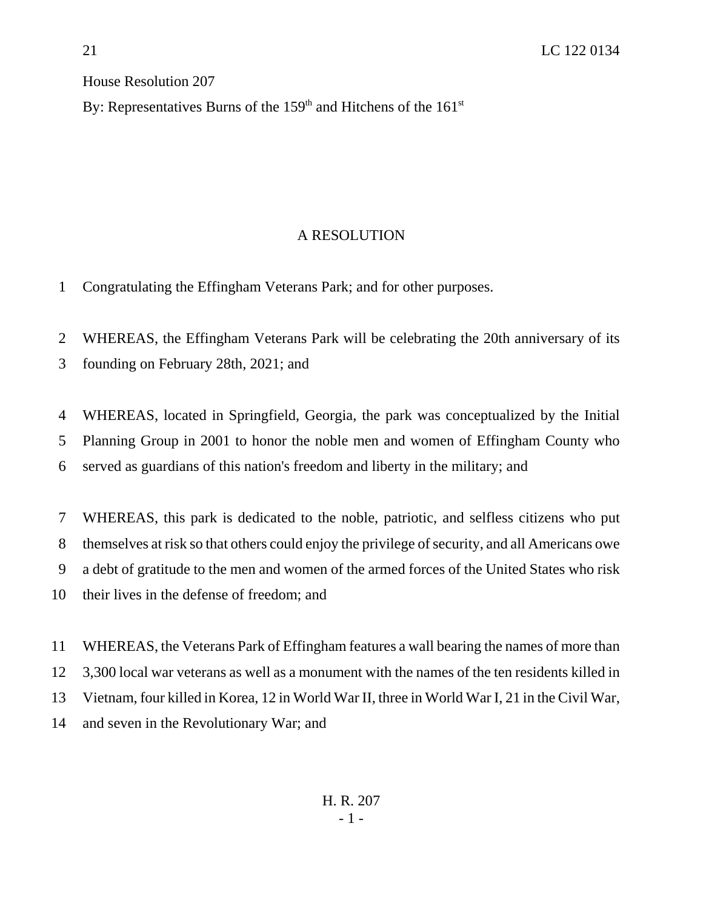House Resolution 207

By: Representatives Burns of the 159th and Hitchens of the 161st

# A RESOLUTION

Congratulating the Effingham Veterans Park; and for other purposes.

WHEREAS, the Effingham Veterans Park will be celebrating the 20th anniversary of its founding on February 28th, 2021; and

WHEREAS, located in Springfield, Georgia, the park was conceptualized by the Initial Planning Group in 2001 to honor the noble men and women of Effingham County who served as guardians of this nation's freedom and liberty in the military; and

WHEREAS, this park is dedicated to the noble, patriotic, and selfless citizens who put themselves at risk so that others could enjoy the privilege of security, and all Americans owe a debt of gratitude to the men and women of the armed forces of the United States who risk their lives in the defense of freedom; and

WHEREAS, the Veterans Park of Effingham features a wall bearing the names of more than 3,300 local war veterans as well as a monument with the names of the ten residents killed in Vietnam, four killed in Korea, 12 in World War II, three in World War I, 21 in the Civil War, and seven in the Revolutionary War; and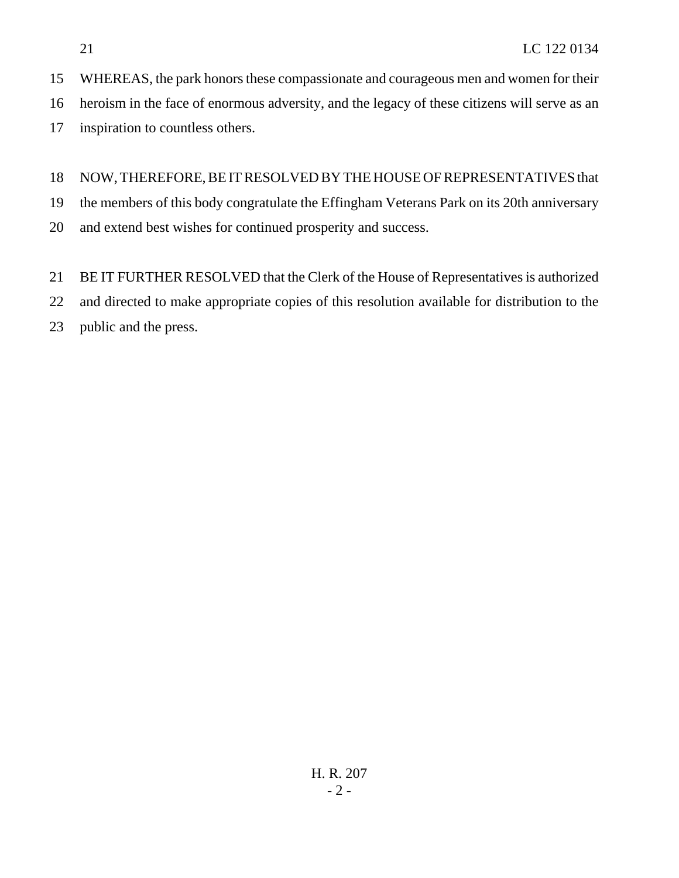WHEREAS, the park honors these compassionate and courageous men and women for their heroism in the face of enormous adversity, and the legacy of these citizens will serve as an inspiration to countless others.

NOW, THEREFORE, BE IT RESOLVED BY THE HOUSE OF REPRESENTATIVES that the members of this body congratulate the Effingham Veterans Park on its 20th anniversary and extend best wishes for continued prosperity and success.

BE IT FURTHER RESOLVED that the Clerk of the House of Representatives is authorized and directed to make appropriate copies of this resolution available for distribution to the public and the press.